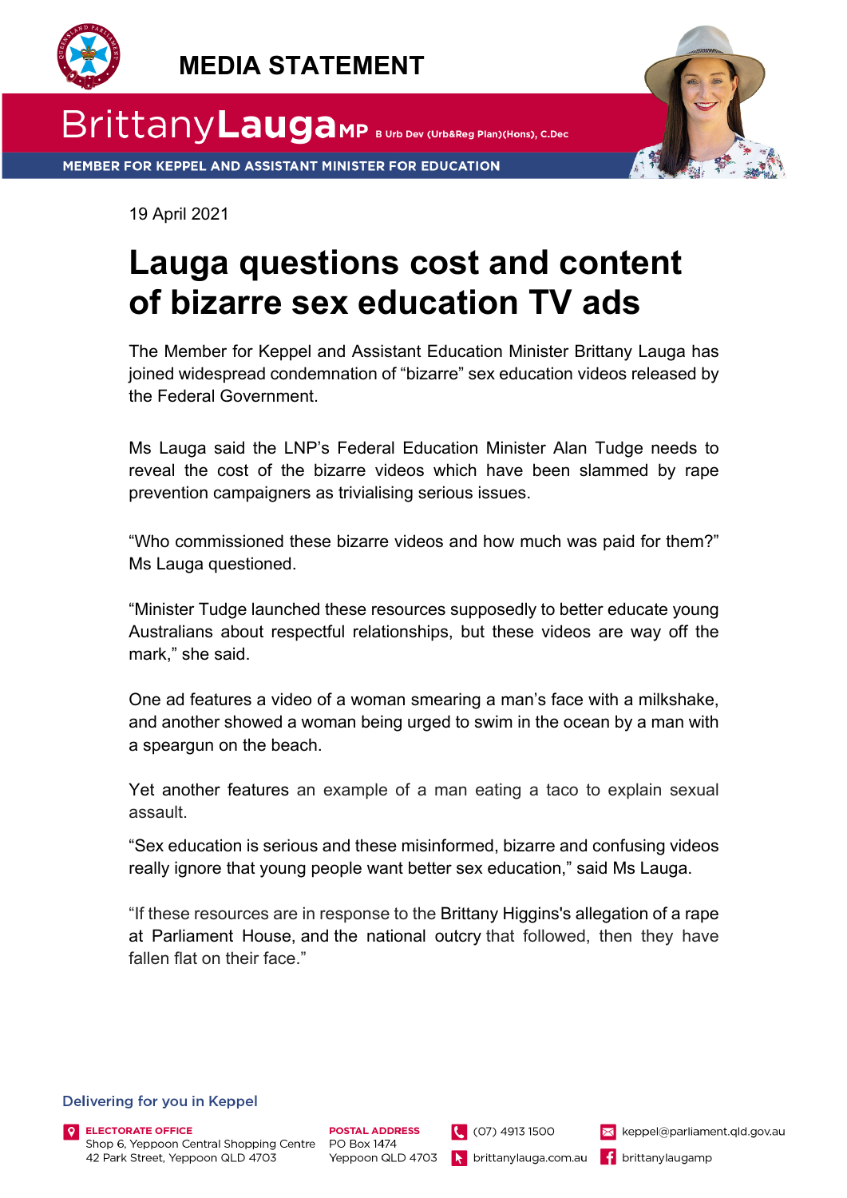# MEDIA STATEMENT

**Brittany Lauga MP** B Urb Dev (Urb&Reg Plan)(Hons), C.Dec

**MEMBER FOR KEPPEL AND ASSISTANT MINISTER FOR EDUCATION**

19 April 2021

# Lauga questions cost and content of bizarre sex education TV ads

The Member for Keppel and Assistant Education Minister Brittany Lauga has joined widespread condemnation of "bizarre" sex education videos released by the Federal Government.

Ms Lauga said the LNP's Federal Education Minister Alan Tudge needs to reveal the cost of the bizarre videos which have been slammed by rape prevention campaigners as trivialising serious issues.

"Who commissioned these bizarre videos and how much was paid for them?" Ms Lauga questioned.

"Minister Tudge launched these resources supposedly to better educate young Australians about respectful relationships, but these videos are way off the mark," she said.

One ad features a video of a woman smearing a man's face with a milkshake, and another showed a woman being urged to swim in the ocean by a man with a speargun on the beach.

Yet another features an example of a man eating a taco to explain sexual assault.

"Sex education is serious and these misinformed, bizarre and confusing videos really ignore that young people want better sex education," said Ms Lauga.

"If these resources are in response to the Brittany Higgins's allegation of a rape at Parliament House, and the national outcry that followed, then they have fallen flat on their face."

Delivering for you in Keppel

**ELECTORATE OFFICE**
Shop 6, Yeppoon Central Shopping Centre
42 Park Street, Yeppoon QLD 4703

**POSTAL ADDRESS**
PO Box 1474
Yeppoon QLD 4703

(07) 4913 1500
brittanylauga.com.au
keppel@parliament.qld.gov.au
brittanylaugamp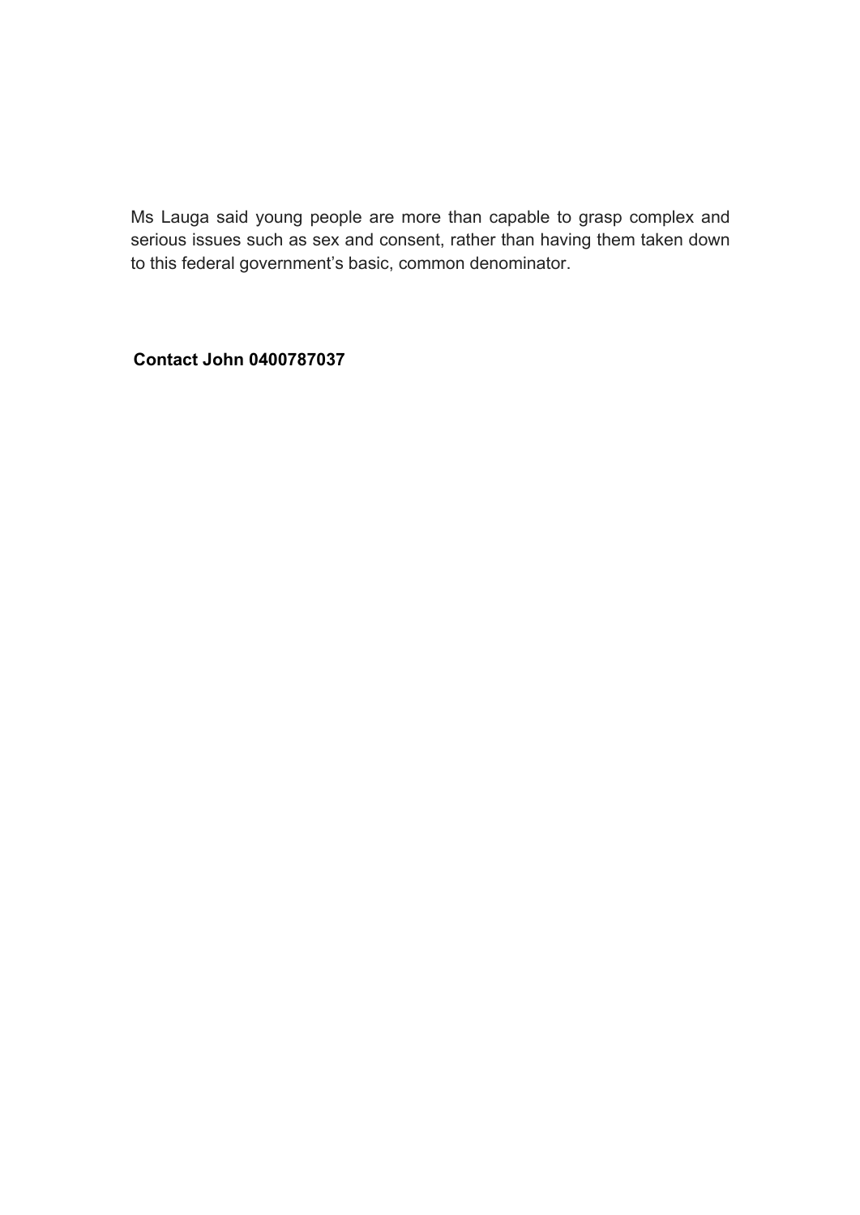Ms Lauga said young people are more than capable to grasp complex and serious issues such as sex and consent, rather than having them taken down to this federal government's basic, common denominator.

**Contact John 0400787037**